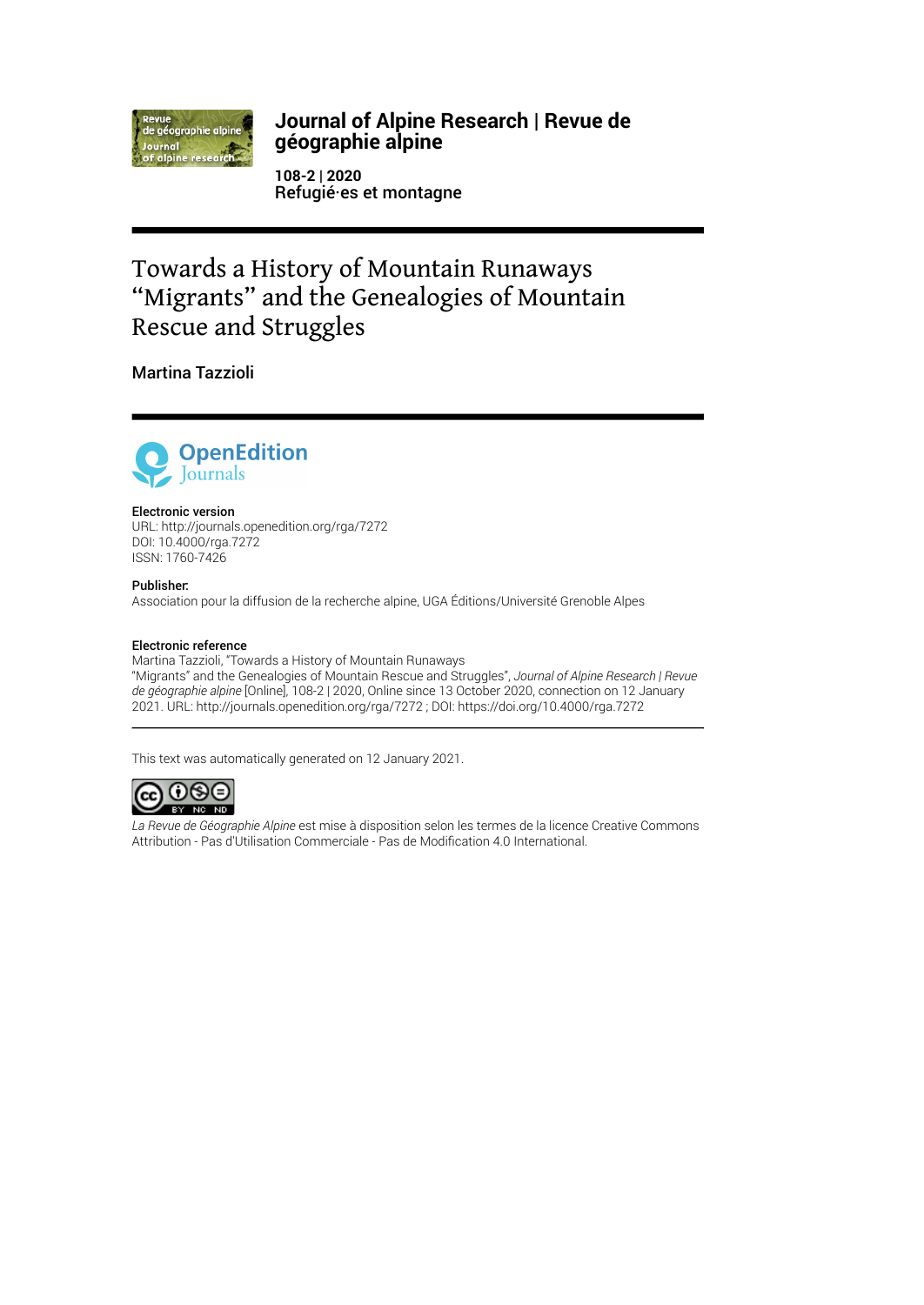**Journal of Alpine Research | Revue de géographie alpine**

**108-2 | 2020**
**Refugié·es et montagne**

# Towards a History of Mountain Runaways “Migrants” and the Genealogies of Mountain Rescue and Struggles

**Martina Tazzioli**

**Electronic version**
URL: http://journals.openedition.org/rga/7272
DOI: 10.4000/rga.7272
ISSN: 1760-7426

**Publisher:**
Association pour la diffusion de la recherche alpine, UGA Éditions/Université Grenoble Alpes

**Electronic reference**
Martina Tazzioli, “Towards a History of Mountain Runaways
“Migrants” and the Genealogies of Mountain Rescue and Struggles”, *Journal of Alpine Research | Revue de géographie alpine* [Online], 108-2 | 2020, Online since 13 October 2020, connection on 12 January 2021. URL: http://journals.openedition.org/rga/7272 ; DOI: https://doi.org/10.4000/rga.7272

This text was automatically generated on 12 January 2021.

*La Revue de Géographie Alpine* est mise à disposition selon les termes de la licence Creative Commons Attribution - Pas d'Utilisation Commerciale - Pas de Modification 4.0 International.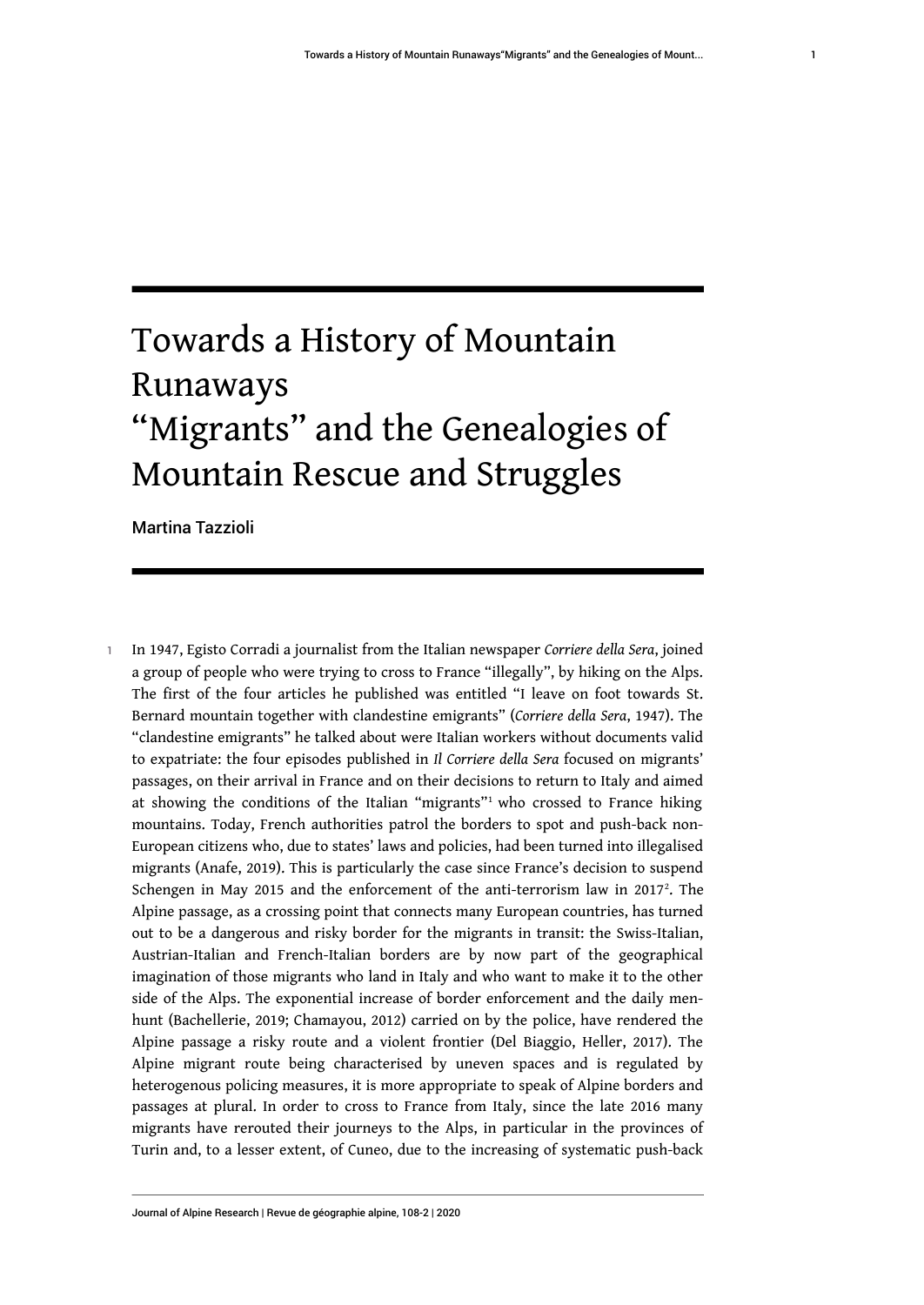# Towards a History of Mountain Runaways

# "Migrants" and the Genealogies of Mountain Rescue and Struggles

**Martina Tazzioli**

In 1947, Egisto Corradi a journalist from the Italian newspaper *Corriere della Sera*, joined a group of people who were trying to cross to France "illegally", by hiking on the Alps. The first of the four articles he published was entitled "I leave on foot towards St. Bernard mountain together with clandestine emigrants" (*Corriere della Sera*, 1947). The "clandestine emigrants" he talked about were Italian workers without documents valid to expatriate: the four episodes published in *Il Corriere della Sera* focused on migrants' passages, on their arrival in France and on their decisions to return to Italy and aimed at showing the conditions of the Italian "migrants"[1] who crossed to France hiking mountains. Today, French authorities patrol the borders to spot and push-back non-European citizens who, due to states' laws and policies, had been turned into illegalised migrants (Anafe, 2019). This is particularly the case since France's decision to suspend Schengen in May 2015 and the enforcement of the anti-terrorism law in 2017[2]. The Alpine passage, as a crossing point that connects many European countries, has turned out to be a dangerous and risky border for the migrants in transit: the Swiss-Italian, Austrian-Italian and French-Italian borders are by now part of the geographical imagination of those migrants who land in Italy and who want to make it to the other side of the Alps. The exponential increase of border enforcement and the daily men-hunt (Bachellerie, 2019; Chamayou, 2012) carried on by the police, have rendered the Alpine passage a risky route and a violent frontier (Del Biaggio, Heller, 2017). The Alpine migrant route being characterised by uneven spaces and is regulated by heterogenous policing measures, it is more appropriate to speak of Alpine borders and passages at plural. In order to cross to France from Italy, since the late 2016 many migrants have rerouted their journeys to the Alps, in particular in the provinces of Turin and, to a lesser extent, of Cuneo, due to the increasing of systematic push-back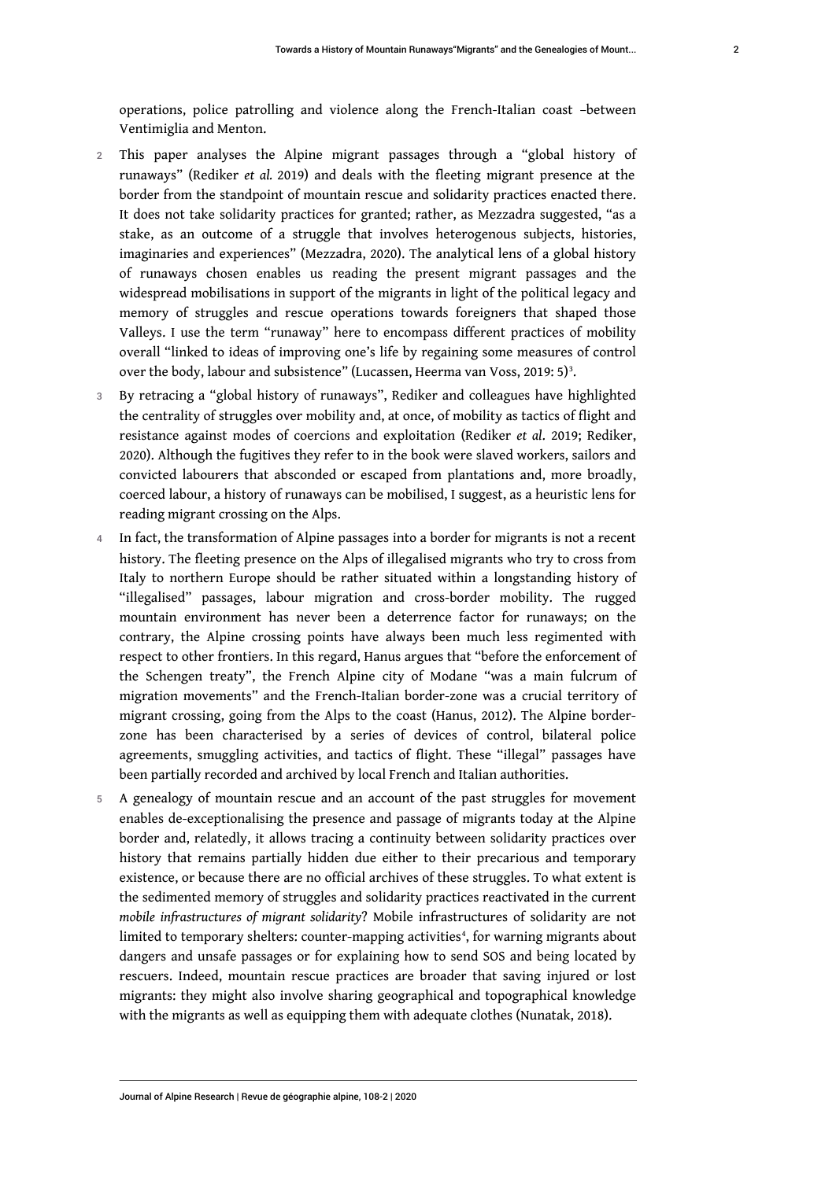operations, police patrolling and violence along the French-Italian coast –between Ventimiglia and Menton.

2 This paper analyses the Alpine migrant passages through a "global history of runaways" (Rediker *et al.* 2019) and deals with the fleeting migrant presence at the border from the standpoint of mountain rescue and solidarity practices enacted there. It does not take solidarity practices for granted; rather, as Mezzadra suggested, "as a stake, as an outcome of a struggle that involves heterogenous subjects, histories, imaginaries and experiences" (Mezzadra, 2020). The analytical lens of a global history of runaways chosen enables us reading the present migrant passages and the widespread mobilisations in support of the migrants in light of the political legacy and memory of struggles and rescue operations towards foreigners that shaped those Valleys. I use the term "runaway" here to encompass different practices of mobility overall "linked to ideas of improving one's life by regaining some measures of control over the body, labour and subsistence" (Lucassen, Heerma van Voss, 2019: 5)[3].

3 By retracing a "global history of runaways", Rediker and colleagues have highlighted the centrality of struggles over mobility and, at once, of mobility as tactics of flight and resistance against modes of coercions and exploitation (Rediker *et al.* 2019; Rediker, 2020). Although the fugitives they refer to in the book were slaved workers, sailors and convicted labourers that absconded or escaped from plantations and, more broadly, coerced labour, a history of runaways can be mobilised, I suggest, as a heuristic lens for reading migrant crossing on the Alps.

4 In fact, the transformation of Alpine passages into a border for migrants is not a recent history. The fleeting presence on the Alps of illegalised migrants who try to cross from Italy to northern Europe should be rather situated within a longstanding history of "illegalised" passages, labour migration and cross-border mobility. The rugged mountain environment has never been a deterrence factor for runaways; on the contrary, the Alpine crossing points have always been much less regimented with respect to other frontiers. In this regard, Hanus argues that "before the enforcement of the Schengen treaty", the French Alpine city of Modane "was a main fulcrum of migration movements" and the French-Italian border-zone was a crucial territory of migrant crossing, going from the Alps to the coast (Hanus, 2012). The Alpine border-zone has been characterised by a series of devices of control, bilateral police agreements, smuggling activities, and tactics of flight. These "illegal" passages have been partially recorded and archived by local French and Italian authorities.

5 A genealogy of mountain rescue and an account of the past struggles for movement enables de-exceptionalising the presence and passage of migrants today at the Alpine border and, relatedly, it allows tracing a continuity between solidarity practices over history that remains partially hidden due either to their precarious and temporary existence, or because there are no official archives of these struggles. To what extent is the sedimented memory of struggles and solidarity practices reactivated in the current *mobile infrastructures of migrant solidarity*? Mobile infrastructures of solidarity are not limited to temporary shelters: counter-mapping activities[4], for warning migrants about dangers and unsafe passages or for explaining how to send SOS and being located by rescuers. Indeed, mountain rescue practices are broader that saving injured or lost migrants: they might also involve sharing geographical and topographical knowledge with the migrants as well as equipping them with adequate clothes (Nunatak, 2018).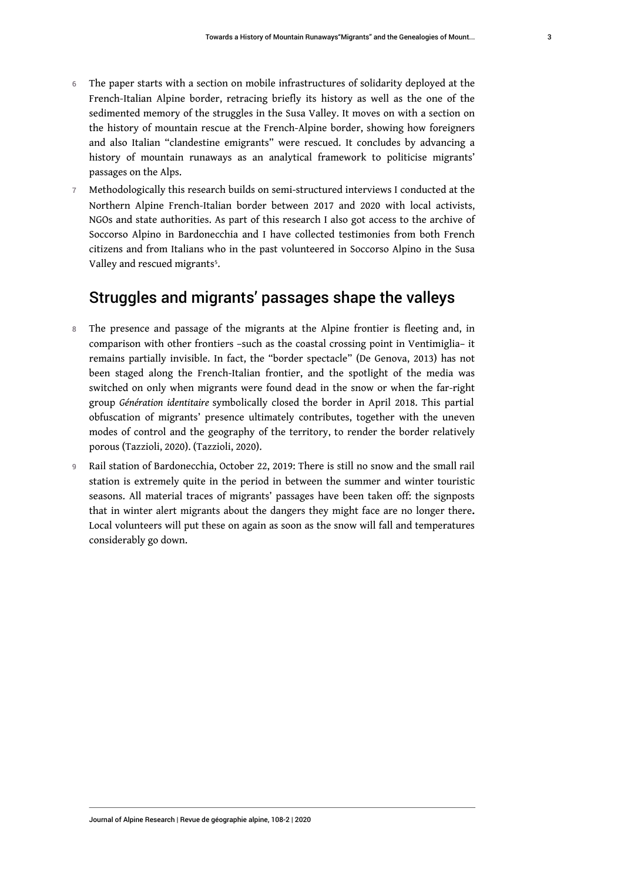6 The paper starts with a section on mobile infrastructures of solidarity deployed at the French-Italian Alpine border, retracing briefly its history as well as the one of the sedimented memory of the struggles in the Susa Valley. It moves on with a section on the history of mountain rescue at the French-Alpine border, showing how foreigners and also Italian "clandestine emigrants" were rescued. It concludes by advancing a history of mountain runaways as an analytical framework to politicise migrants' passages on the Alps.

7 Methodologically this research builds on semi-structured interviews I conducted at the Northern Alpine French-Italian border between 2017 and 2020 with local activists, NGOs and state authorities. As part of this research I also got access to the archive of Soccorso Alpino in Bardonecchia and I have collected testimonies from both French citizens and from Italians who in the past volunteered in Soccorso Alpino in the Susa Valley and rescued migrants[5].

## Struggles and migrants' passages shape the valleys

8 The presence and passage of the migrants at the Alpine frontier is fleeting and, in comparison with other frontiers –such as the coastal crossing point in Ventimiglia– it remains partially invisible. In fact, the "border spectacle" (De Genova, 2013) has not been staged along the French-Italian frontier, and the spotlight of the media was switched on only when migrants were found dead in the snow or when the far-right group *Génération identitaire* symbolically closed the border in April 2018. This partial obfuscation of migrants' presence ultimately contributes, together with the uneven modes of control and the geography of the territory, to render the border relatively porous (Tazzioli, 2020). (Tazzioli, 2020).

9 Rail station of Bardonecchia, October 22, 2019: There is still no snow and the small rail station is extremely quite in the period in between the summer and winter touristic seasons. All material traces of migrants' passages have been taken off: the signposts that in winter alert migrants about the dangers they might face are no longer there**.** Local volunteers will put these on again as soon as the snow will fall and temperatures considerably go down.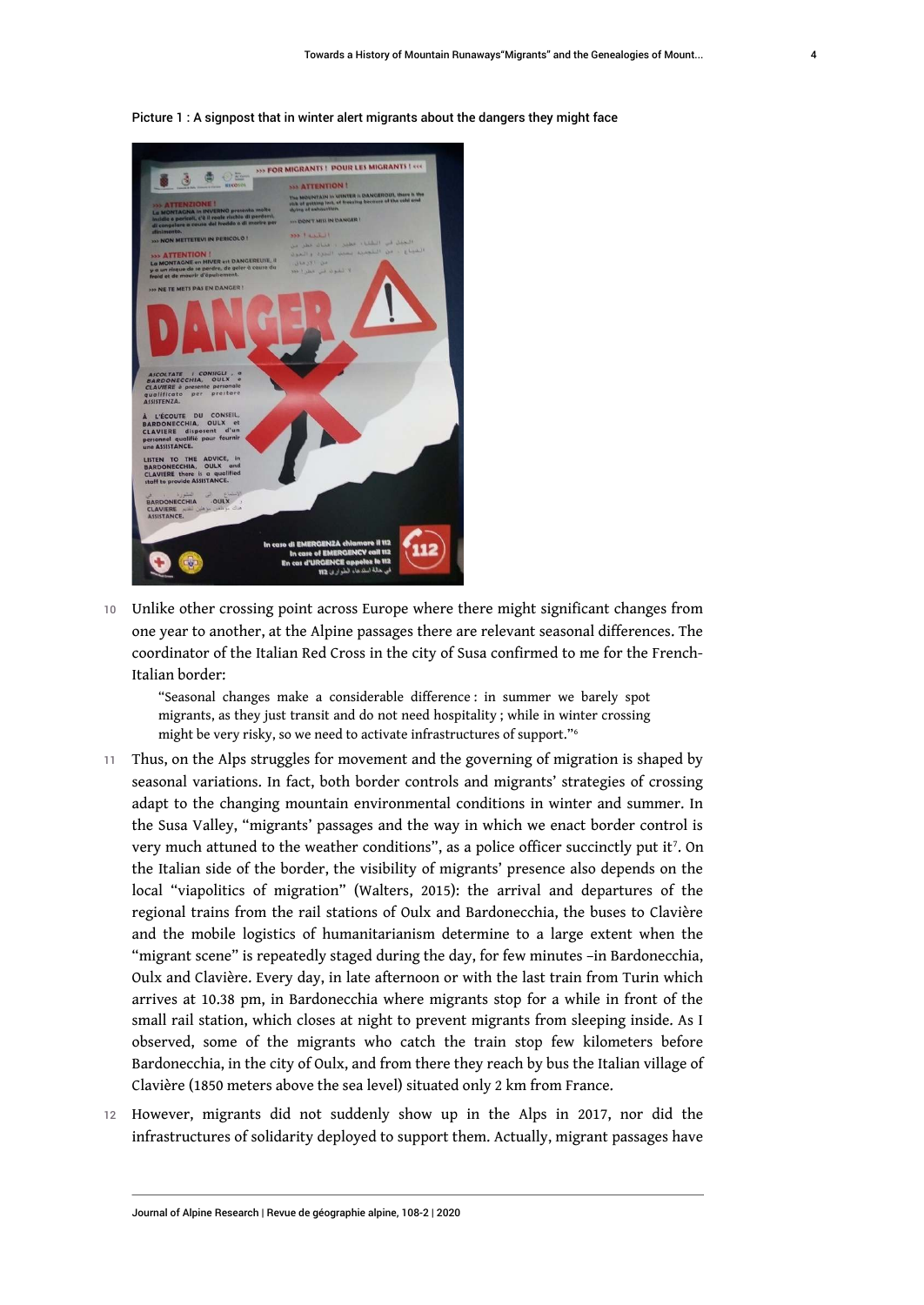Picture 1 : A signpost that in winter alert migrants about the dangers they might face

10 Unlike other crossing point across Europe where there might significant changes from one year to another, at the Alpine passages there are relevant seasonal differences. The coordinator of the Italian Red Cross in the city of Susa confirmed to me for the French-Italian border:

> "Seasonal changes make a considerable difference : in summer we barely spot migrants, as they just transit and do not need hospitality ; while in winter crossing might be very risky, so we need to activate infrastructures of support."[6]

11 Thus, on the Alps struggles for movement and the governing of migration is shaped by seasonal variations. In fact, both border controls and migrants' strategies of crossing adapt to the changing mountain environmental conditions in winter and summer. In the Susa Valley, "migrants' passages and the way in which we enact border control is very much attuned to the weather conditions", as a police officer succinctly put it[7]. On the Italian side of the border, the visibility of migrants' presence also depends on the local "viapolitics of migration" (Walters, 2015): the arrival and departures of the regional trains from the rail stations of Oulx and Bardonecchia, the buses to Clavière and the mobile logistics of humanitarianism determine to a large extent when the "migrant scene" is repeatedly staged during the day, for few minutes –in Bardonecchia, Oulx and Clavière. Every day, in late afternoon or with the last train from Turin which arrives at 10.38 pm, in Bardonecchia where migrants stop for a while in front of the small rail station, which closes at night to prevent migrants from sleeping inside. As I observed, some of the migrants who catch the train stop few kilometers before Bardonecchia, in the city of Oulx, and from there they reach by bus the Italian village of Clavière (1850 meters above the sea level) situated only 2 km from France.

12 However, migrants did not suddenly show up in the Alps in 2017, nor did the infrastructures of solidarity deployed to support them. Actually, migrant passages have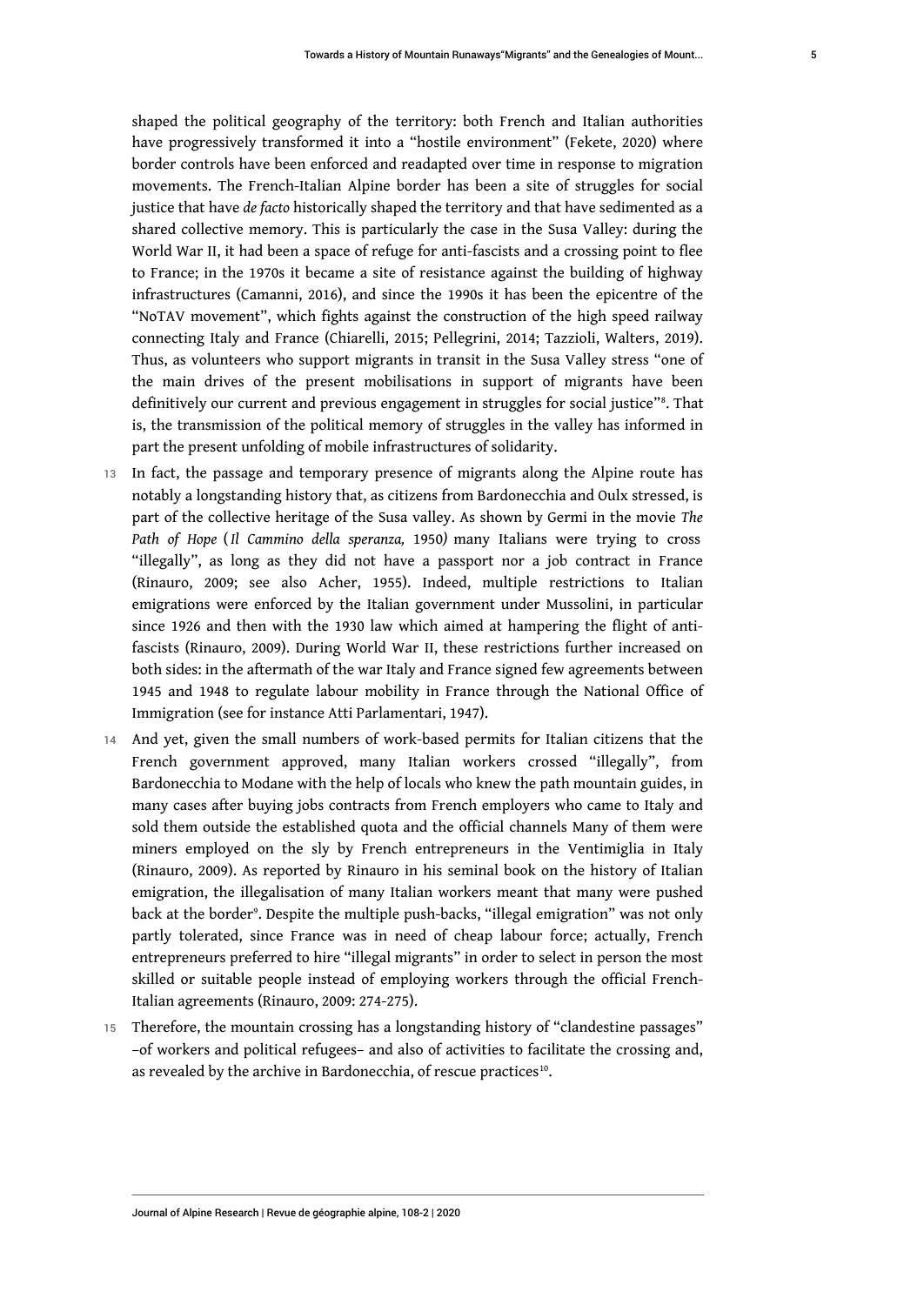shaped the political geography of the territory: both French and Italian authorities have progressively transformed it into a "hostile environment" (Fekete, 2020) where border controls have been enforced and readapted over time in response to migration movements. The French-Italian Alpine border has been a site of struggles for social justice that have *de facto* historically shaped the territory and that have sedimented as a shared collective memory. This is particularly the case in the Susa Valley: during the World War II, it had been a space of refuge for anti-fascists and a crossing point to flee to France; in the 1970s it became a site of resistance against the building of highway infrastructures (Camanni, 2016), and since the 1990s it has been the epicentre of the "NoTAV movement", which fights against the construction of the high speed railway connecting Italy and France (Chiarelli, 2015; Pellegrini, 2014; Tazzioli, Walters, 2019). Thus, as volunteers who support migrants in transit in the Susa Valley stress "one of the main drives of the present mobilisations in support of migrants have been definitively our current and previous engagement in struggles for social justice"[8]. That is, the transmission of the political memory of struggles in the valley has informed in part the present unfolding of mobile infrastructures of solidarity.

13 In fact, the passage and temporary presence of migrants along the Alpine route has notably a longstanding history that, as citizens from Bardonecchia and Oulx stressed, is part of the collective heritage of the Susa valley. As shown by Germi in the movie *The Path of Hope* (*Il Cammino della speranza,* 1950*)* many Italians were trying to cross "illegally", as long as they did not have a passport nor a job contract in France (Rinauro, 2009; see also Acher, 1955). Indeed, multiple restrictions to Italian emigrations were enforced by the Italian government under Mussolini, in particular since 1926 and then with the 1930 law which aimed at hampering the flight of anti-fascists (Rinauro, 2009). During World War II, these restrictions further increased on both sides: in the aftermath of the war Italy and France signed few agreements between 1945 and 1948 to regulate labour mobility in France through the National Office of Immigration (see for instance Atti Parlamentari, 1947).

14 And yet, given the small numbers of work-based permits for Italian citizens that the French government approved, many Italian workers crossed "illegally", from Bardonecchia to Modane with the help of locals who knew the path mountain guides, in many cases after buying jobs contracts from French employers who came to Italy and sold them outside the established quota and the official channels Many of them were miners employed on the sly by French entrepreneurs in the Ventimiglia in Italy (Rinauro, 2009). As reported by Rinauro in his seminal book on the history of Italian emigration, the illegalisation of many Italian workers meant that many were pushed back at the border[9]. Despite the multiple push-backs, "illegal emigration" was not only partly tolerated, since France was in need of cheap labour force; actually, French entrepreneurs preferred to hire "illegal migrants" in order to select in person the most skilled or suitable people instead of employing workers through the official French-Italian agreements (Rinauro, 2009: 274-275).

15 Therefore, the mountain crossing has a longstanding history of "clandestine passages" –of workers and political refugees– and also of activities to facilitate the crossing and, as revealed by the archive in Bardonecchia, of rescue practices[10].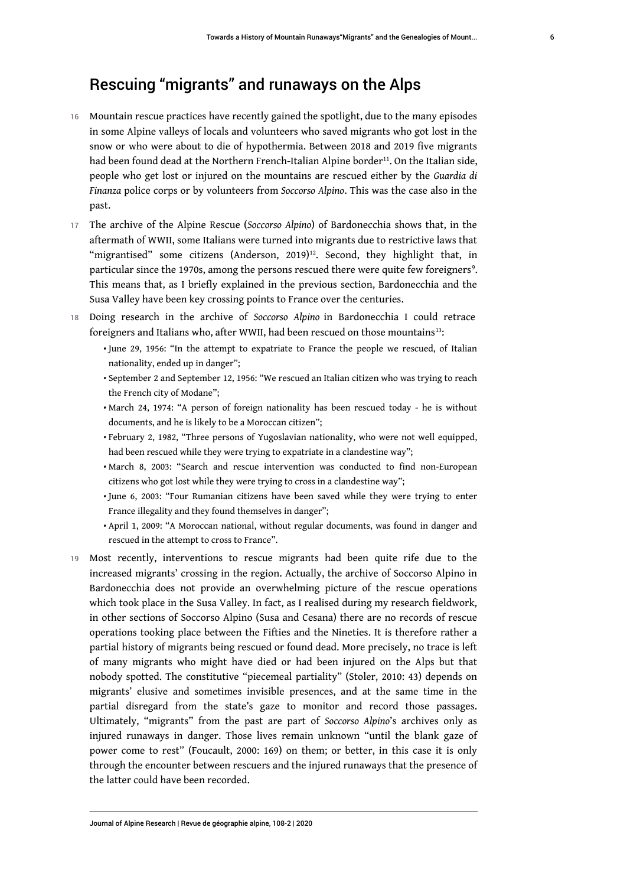## Rescuing "migrants" and runaways on the Alps

16 Mountain rescue practices have recently gained the spotlight, due to the many episodes in some Alpine valleys of locals and volunteers who saved migrants who got lost in the snow or who were about to die of hypothermia. Between 2018 and 2019 five migrants had been found dead at the Northern French-Italian Alpine border[11]. On the Italian side, people who get lost or injured on the mountains are rescued either by the *Guardia di Finanza* police corps or by volunteers from *Soccorso Alpino*. This was the case also in the past.

17 The archive of the Alpine Rescue (*Soccorso Alpino*) of Bardonecchia shows that, in the aftermath of WWII, some Italians were turned into migrants due to restrictive laws that "migrantised" some citizens (Anderson, 2019)[12]. Second, they highlight that, in particular since the 1970s, among the persons rescued there were quite few foreigners[9]. This means that, as I briefly explained in the previous section, Bardonecchia and the Susa Valley have been key crossing points to France over the centuries.

18 Doing research in the archive of *Soccorso Alpino* in Bardonecchia I could retrace foreigners and Italians who, after WWII, had been rescued on those mountains[13]:

- June 29, 1956: "In the attempt to expatriate to France the people we rescued, of Italian nationality, ended up in danger";
- September 2 and September 12, 1956: "We rescued an Italian citizen who was trying to reach the French city of Modane";
- March 24, 1974: "A person of foreign nationality has been rescued today - he is without documents, and he is likely to be a Moroccan citizen";
- February 2, 1982, "Three persons of Yugoslavian nationality, who were not well equipped, had been rescued while they were trying to expatriate in a clandestine way";
- March 8, 2003: "Search and rescue intervention was conducted to find non-European citizens who got lost while they were trying to cross in a clandestine way";
- June 6, 2003: "Four Rumanian citizens have been saved while they were trying to enter France illegality and they found themselves in danger";
- April 1, 2009: "A Moroccan national, without regular documents, was found in danger and rescued in the attempt to cross to France".

19 Most recently, interventions to rescue migrants had been quite rife due to the increased migrants' crossing in the region. Actually, the archive of Soccorso Alpino in Bardonecchia does not provide an overwhelming picture of the rescue operations which took place in the Susa Valley. In fact, as I realised during my research fieldwork, in other sections of Soccorso Alpino (Susa and Cesana) there are no records of rescue operations tooking place between the Fifties and the Nineties. It is therefore rather a partial history of migrants being rescued or found dead. More precisely, no trace is left of many migrants who might have died or had been injured on the Alps but that nobody spotted. The constitutive "piecemeal partiality" (Stoler, 2010: 43) depends on migrants' elusive and sometimes invisible presences, and at the same time in the partial disregard from the state's gaze to monitor and record those passages. Ultimately, "migrants" from the past are part of *Soccorso Alpino*'s archives only as injured runaways in danger. Those lives remain unknown "until the blank gaze of power come to rest" (Foucault, 2000: 169) on them; or better, in this case it is only through the encounter between rescuers and the injured runaways that the presence of the latter could have been recorded.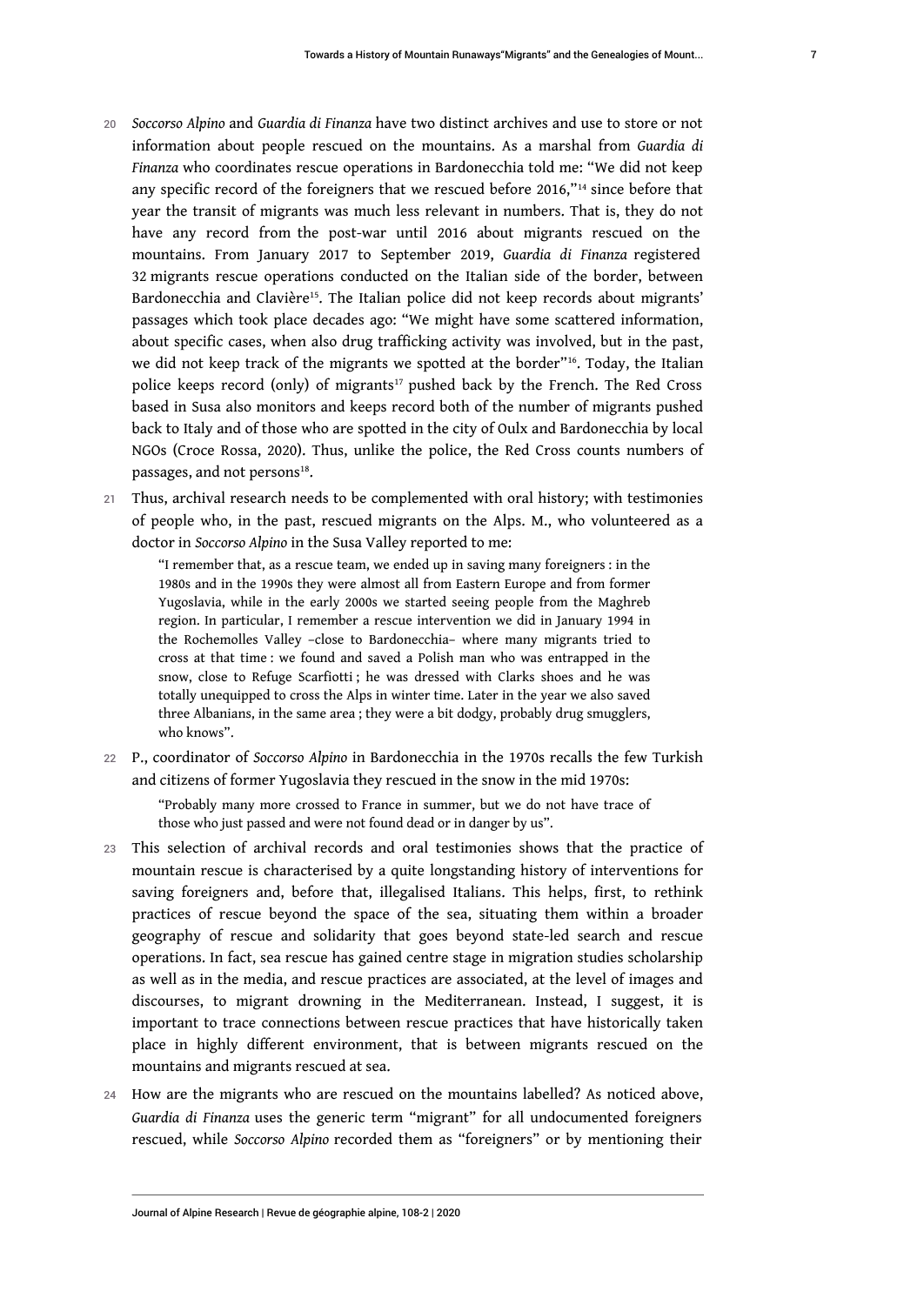20 *Soccorso Alpino* and *Guardia di Finanza* have two distinct archives and use to store or not information about people rescued on the mountains. As a marshal from *Guardia di Finanza* who coordinates rescue operations in Bardonecchia told me: "We did not keep any specific record of the foreigners that we rescued before 2016,"[14] since before that year the transit of migrants was much less relevant in numbers. That is, they do not have any record from the post-war until 2016 about migrants rescued on the mountains. From January 2017 to September 2019, *Guardia di Finanza* registered 32 migrants rescue operations conducted on the Italian side of the border, between Bardonecchia and Clavière[15]. The Italian police did not keep records about migrants' passages which took place decades ago: "We might have some scattered information, about specific cases, when also drug trafficking activity was involved, but in the past, we did not keep track of the migrants we spotted at the border"[16]. Today, the Italian police keeps record (only) of migrants[17] pushed back by the French. The Red Cross based in Susa also monitors and keeps record both of the number of migrants pushed back to Italy and of those who are spotted in the city of Oulx and Bardonecchia by local NGOs (Croce Rossa, 2020). Thus, unlike the police, the Red Cross counts numbers of passages, and not persons[18].

21 Thus, archival research needs to be complemented with oral history; with testimonies of people who, in the past, rescued migrants on the Alps. M., who volunteered as a doctor in *Soccorso Alpino* in the Susa Valley reported to me:

> "I remember that, as a rescue team, we ended up in saving many foreigners : in the 1980s and in the 1990s they were almost all from Eastern Europe and from former Yugoslavia, while in the early 2000s we started seeing people from the Maghreb region. In particular, I remember a rescue intervention we did in January 1994 in the Rochemolles Valley –close to Bardonecchia– where many migrants tried to cross at that time : we found and saved a Polish man who was entrapped in the snow, close to Refuge Scarfiotti ; he was dressed with Clarks shoes and he was totally unequipped to cross the Alps in winter time. Later in the year we also saved three Albanians, in the same area ; they were a bit dodgy, probably drug smugglers, who knows".

22 P., coordinator of *Soccorso Alpino* in Bardonecchia in the 1970s recalls the few Turkish and citizens of former Yugoslavia they rescued in the snow in the mid 1970s:

> "Probably many more crossed to France in summer, but we do not have trace of those who just passed and were not found dead or in danger by us".

23 This selection of archival records and oral testimonies shows that the practice of mountain rescue is characterised by a quite longstanding history of interventions for saving foreigners and, before that, illegalised Italians. This helps, first, to rethink practices of rescue beyond the space of the sea, situating them within a broader geography of rescue and solidarity that goes beyond state-led search and rescue operations. In fact, sea rescue has gained centre stage in migration studies scholarship as well as in the media, and rescue practices are associated, at the level of images and discourses, to migrant drowning in the Mediterranean. Instead, I suggest, it is important to trace connections between rescue practices that have historically taken place in highly different environment, that is between migrants rescued on the mountains and migrants rescued at sea.

24 How are the migrants who are rescued on the mountains labelled? As noticed above, *Guardia di Finanza* uses the generic term "migrant" for all undocumented foreigners rescued, while *Soccorso Alpino* recorded them as "foreigners" or by mentioning their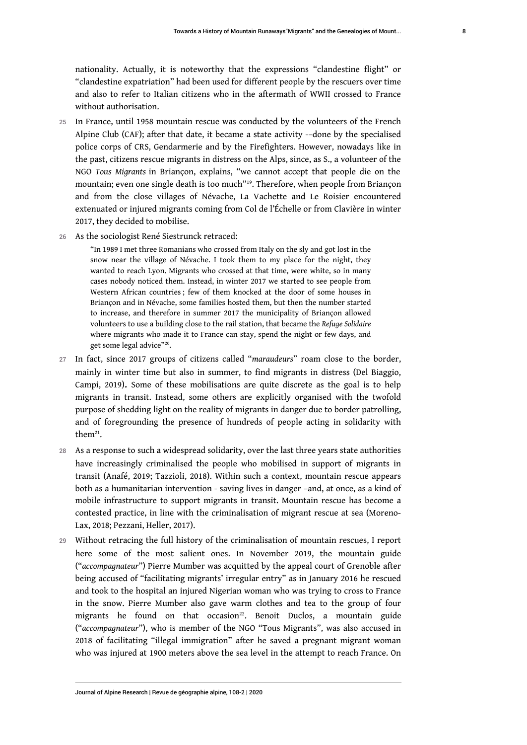nationality. Actually, it is noteworthy that the expressions "clandestine flight" or "clandestine expatriation" had been used for different people by the rescuers over time and also to refer to Italian citizens who in the aftermath of WWII crossed to France without authorisation.

25 In France, until 1958 mountain rescue was conducted by the volunteers of the French Alpine Club (CAF); after that date, it became a state activity -–done by the specialised police corps of CRS, Gendarmerie and by the Firefighters. However, nowadays like in the past, citizens rescue migrants in distress on the Alps, since, as S., a volunteer of the NGO *Tous Migrants* in Briançon, explains, "we cannot accept that people die on the mountain; even one single death is too much"[19]. Therefore, when people from Briançon and from the close villages of Névache, La Vachette and Le Roisier encountered extenuated or injured migrants coming from Col de l'Échelle or from Clavière in winter 2017, they decided to mobilise.

26 As the sociologist René Siestrunck retraced:

> "In 1989 I met three Romanians who crossed from Italy on the sly and got lost in the snow near the village of Névache. I took them to my place for the night, they wanted to reach Lyon. Migrants who crossed at that time, were white, so in many cases nobody noticed them. Instead, in winter 2017 we started to see people from Western African countries ; few of them knocked at the door of some houses in Briançon and in Névache, some families hosted them, but then the number started to increase, and therefore in summer 2017 the municipality of Briançon allowed volunteers to use a building close to the rail station, that became the *Refuge Solidaire* where migrants who made it to France can stay, spend the night or few days, and get some legal advice"[20].

27 In fact, since 2017 groups of citizens called "*maraudeurs*" roam close to the border, mainly in winter time but also in summer, to find migrants in distress (Del Biaggio, Campi, 2019). Some of these mobilisations are quite discrete as the goal is to help migrants in transit. Instead, some others are explicitly organised with the twofold purpose of shedding light on the reality of migrants in danger due to border patrolling, and of foregrounding the presence of hundreds of people acting in solidarity with them[21].

28 As a response to such a widespread solidarity, over the last three years state authorities have increasingly criminalised the people who mobilised in support of migrants in transit (Anafé, 2019; Tazzioli, 2018). Within such a context, mountain rescue appears both as a humanitarian intervention - saving lives in danger –and, at once, as a kind of mobile infrastructure to support migrants in transit. Mountain rescue has become a contested practice, in line with the criminalisation of migrant rescue at sea (Moreno-Lax, 2018; Pezzani, Heller, 2017).

29 Without retracing the full history of the criminalisation of mountain rescues, I report here some of the most salient ones. In November 2019, the mountain guide ("*accompagnateur*") Pierre Mumber was acquitted by the appeal court of Grenoble after being accused of "facilitating migrants' irregular entry" as in January 2016 he rescued and took to the hospital an injured Nigerian woman who was trying to cross to France in the snow. Pierre Mumber also gave warm clothes and tea to the group of four migrants he found on that occasion[22]. Benoit Duclos, a mountain guide ("*accompagnateur*"), who is member of the NGO "Tous Migrants", was also accused in 2018 of facilitating "illegal immigration" after he saved a pregnant migrant woman who was injured at 1900 meters above the sea level in the attempt to reach France. On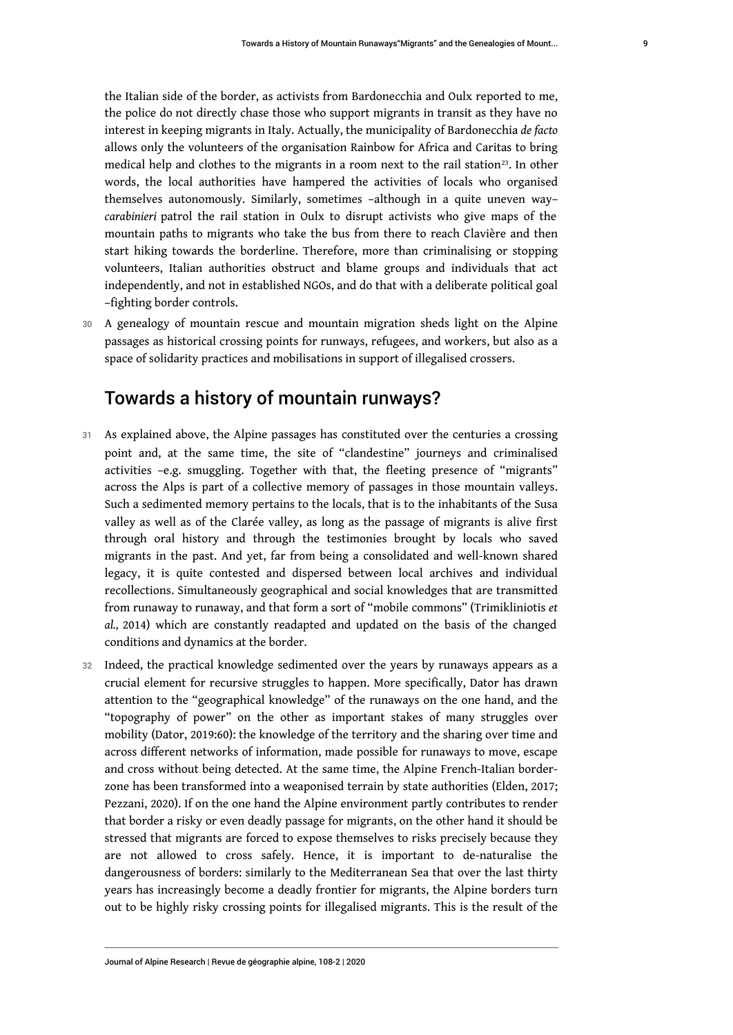the Italian side of the border, as activists from Bardonecchia and Oulx reported to me, the police do not directly chase those who support migrants in transit as they have no interest in keeping migrants in Italy. Actually, the municipality of Bardonecchia *de facto* allows only the volunteers of the organisation Rainbow for Africa and Caritas to bring medical help and clothes to the migrants in a room next to the rail station[23]. In other words, the local authorities have hampered the activities of locals who organised themselves autonomously. Similarly, sometimes –although in a quite uneven way– *carabinieri* patrol the rail station in Oulx to disrupt activists who give maps of the mountain paths to migrants who take the bus from there to reach Clavière and then start hiking towards the borderline. Therefore, more than criminalising or stopping volunteers, Italian authorities obstruct and blame groups and individuals that act independently, and not in established NGOs, and do that with a deliberate political goal –fighting border controls.

30 A genealogy of mountain rescue and mountain migration sheds light on the Alpine passages as historical crossing points for runways, refugees, and workers, but also as a space of solidarity practices and mobilisations in support of illegalised crossers.

## Towards a history of mountain runways?

31 As explained above, the Alpine passages has constituted over the centuries a crossing point and, at the same time, the site of "clandestine" journeys and criminalised activities –e.g. smuggling. Together with that, the fleeting presence of "migrants" across the Alps is part of a collective memory of passages in those mountain valleys. Such a sedimented memory pertains to the locals, that is to the inhabitants of the Susa valley as well as of the Clarée valley, as long as the passage of migrants is alive first through oral history and through the testimonies brought by locals who saved migrants in the past. And yet, far from being a consolidated and well-known shared legacy, it is quite contested and dispersed between local archives and individual recollections. Simultaneously geographical and social knowledges that are transmitted from runaway to runaway, and that form a sort of "mobile commons" (Trimikliniotis *et al.,* 2014) which are constantly readapted and updated on the basis of the changed conditions and dynamics at the border.

32 Indeed, the practical knowledge sedimented over the years by runaways appears as a crucial element for recursive struggles to happen. More specifically, Dator has drawn attention to the "geographical knowledge" of the runaways on the one hand, and the "topography of power" on the other as important stakes of many struggles over mobility (Dator, 2019:60): the knowledge of the territory and the sharing over time and across different networks of information, made possible for runaways to move, escape and cross without being detected. At the same time, the Alpine French-Italian border-zone has been transformed into a weaponised terrain by state authorities (Elden, 2017; Pezzani, 2020). If on the one hand the Alpine environment partly contributes to render that border a risky or even deadly passage for migrants, on the other hand it should be stressed that migrants are forced to expose themselves to risks precisely because they are not allowed to cross safely. Hence, it is important to de-naturalise the dangerousness of borders: similarly to the Mediterranean Sea that over the last thirty years has increasingly become a deadly frontier for migrants, the Alpine borders turn out to be highly risky crossing points for illegalised migrants. This is the result of the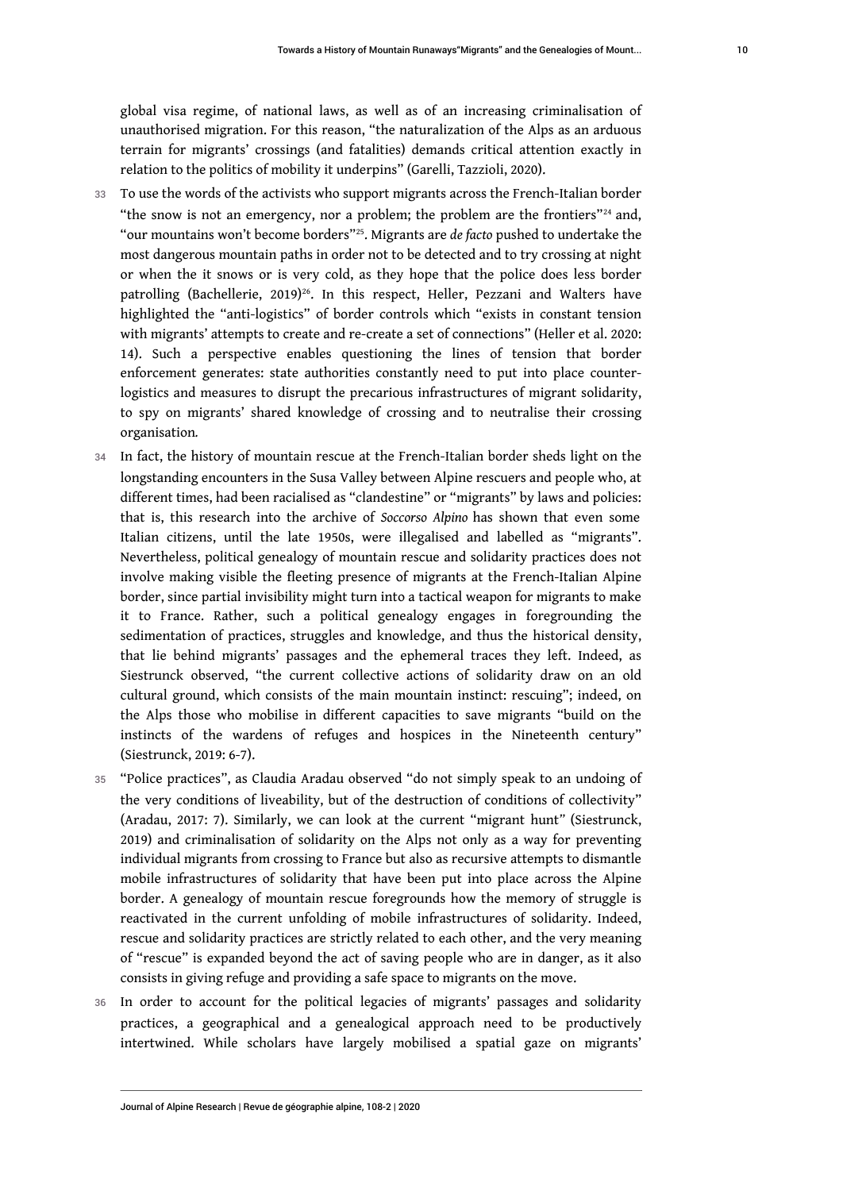global visa regime, of national laws, as well as of an increasing criminalisation of unauthorised migration. For this reason, "the naturalization of the Alps as an arduous terrain for migrants' crossings (and fatalities) demands critical attention exactly in relation to the politics of mobility it underpins" (Garelli, Tazzioli, 2020).

33 To use the words of the activists who support migrants across the French-Italian border "the snow is not an emergency, nor a problem; the problem are the frontiers"[24] and, "our mountains won't become borders"[25]. Migrants are *de facto* pushed to undertake the most dangerous mountain paths in order not to be detected and to try crossing at night or when the it snows or is very cold, as they hope that the police does less border patrolling (Bachellerie, 2019)[26]. In this respect, Heller, Pezzani and Walters have highlighted the "anti-logistics" of border controls which "exists in constant tension with migrants' attempts to create and re-create a set of connections" (Heller et al. 2020: 14). Such a perspective enables questioning the lines of tension that border enforcement generates: state authorities constantly need to put into place counter-logistics and measures to disrupt the precarious infrastructures of migrant solidarity, to spy on migrants' shared knowledge of crossing and to neutralise their crossing organisation*.*

34 In fact, the history of mountain rescue at the French-Italian border sheds light on the longstanding encounters in the Susa Valley between Alpine rescuers and people who, at different times, had been racialised as "clandestine" or "migrants" by laws and policies: that is, this research into the archive of *Soccorso Alpino* has shown that even some Italian citizens, until the late 1950s, were illegalised and labelled as "migrants". Nevertheless, political genealogy of mountain rescue and solidarity practices does not involve making visible the fleeting presence of migrants at the French-Italian Alpine border, since partial invisibility might turn into a tactical weapon for migrants to make it to France. Rather, such a political genealogy engages in foregrounding the sedimentation of practices, struggles and knowledge, and thus the historical density, that lie behind migrants' passages and the ephemeral traces they left. Indeed, as Siestrunck observed, "the current collective actions of solidarity draw on an old cultural ground, which consists of the main mountain instinct: rescuing"; indeed, on the Alps those who mobilise in different capacities to save migrants "build on the instincts of the wardens of refuges and hospices in the Nineteenth century" (Siestrunck, 2019: 6-7).

35 "Police practices", as Claudia Aradau observed "do not simply speak to an undoing of the very conditions of liveability, but of the destruction of conditions of collectivity" (Aradau, 2017: 7). Similarly, we can look at the current "migrant hunt" (Siestrunck, 2019) and criminalisation of solidarity on the Alps not only as a way for preventing individual migrants from crossing to France but also as recursive attempts to dismantle mobile infrastructures of solidarity that have been put into place across the Alpine border. A genealogy of mountain rescue foregrounds how the memory of struggle is reactivated in the current unfolding of mobile infrastructures of solidarity. Indeed, rescue and solidarity practices are strictly related to each other, and the very meaning of "rescue" is expanded beyond the act of saving people who are in danger, as it also consists in giving refuge and providing a safe space to migrants on the move.

36 In order to account for the political legacies of migrants' passages and solidarity practices, a geographical and a genealogical approach need to be productively intertwined. While scholars have largely mobilised a spatial gaze on migrants'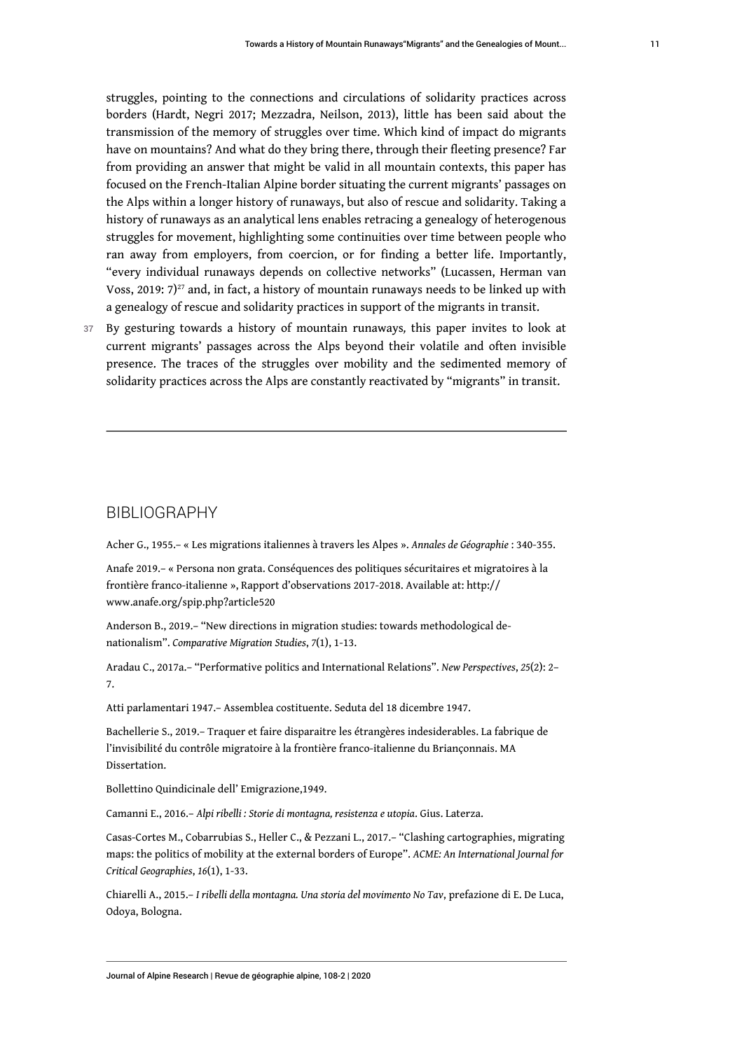struggles, pointing to the connections and circulations of solidarity practices across borders (Hardt, Negri 2017; Mezzadra, Neilson, 2013), little has been said about the transmission of the memory of struggles over time. Which kind of impact do migrants have on mountains? And what do they bring there, through their fleeting presence? Far from providing an answer that might be valid in all mountain contexts, this paper has focused on the French-Italian Alpine border situating the current migrants' passages on the Alps within a longer history of runaways, but also of rescue and solidarity. Taking a history of runaways as an analytical lens enables retracing a genealogy of heterogenous struggles for movement, highlighting some continuities over time between people who ran away from employers, from coercion, or for finding a better life. Importantly, "every individual runaways depends on collective networks" (Lucassen, Herman van Voss, 2019: 7)[27] and, in fact, a history of mountain runaways needs to be linked up with a genealogy of rescue and solidarity practices in support of the migrants in transit.

37 By gesturing towards a history of mountain runaways, this paper invites to look at current migrants' passages across the Alps beyond their volatile and often invisible presence. The traces of the struggles over mobility and the sedimented memory of solidarity practices across the Alps are constantly reactivated by "migrants" in transit.

---

## BIBLIOGRAPHY

Acher G., 1955.– « Les migrations italiennes à travers les Alpes ». *Annales de Géographie* : 340-355.

Anafe 2019.– « Persona non grata. Conséquences des politiques sécuritaires et migratoires à la frontière franco-italienne », Rapport d'observations 2017-2018. Available at: http://www.anafe.org/spip.php?article520

Anderson B., 2019.– "New directions in migration studies: towards methodological de-nationalism". *Comparative Migration Studies*, *7*(1), 1-13.

Aradau C., 2017a.– "Performative politics and International Relations". *New Perspectives*, *25*(2): 2–7.

Atti parlamentari 1947.– Assemblea costituente. Seduta del 18 dicembre 1947.

Bachellerie S., 2019.– Traquer et faire disparaitre les étrangères indesiderables. La fabrique de l'invisibilité du contrôle migratoire à la frontière franco-italienne du Briançonnais. MA Dissertation.

Bollettino Quindicinale dell' Emigrazione,1949.

Camanni E., 2016.– *Alpi ribelli : Storie di montagna, resistenza e utopia*. Gius. Laterza.

Casas-Cortes M., Cobarrubias S., Heller C., & Pezzani L., 2017.– "Clashing cartographies, migrating maps: the politics of mobility at the external borders of Europe". *ACME: An International Journal for Critical Geographies*, *16*(1), 1-33.

Chiarelli A., 2015.– *I ribelli della montagna. Una storia del movimento No Tav*, prefazione di E. De Luca, Odoya, Bologna.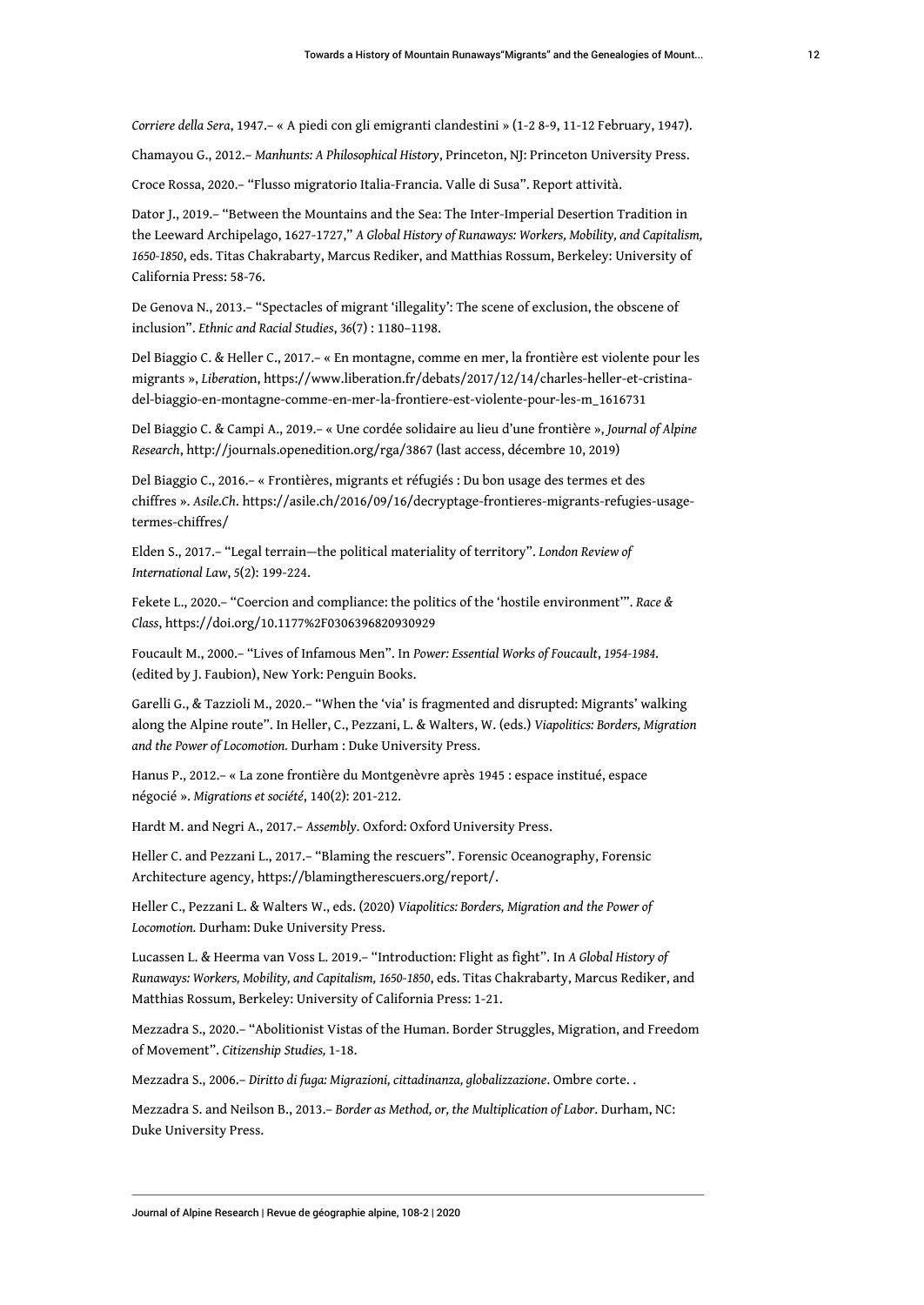*Corriere della Sera*, 1947.– « A piedi con gli emigranti clandestini » (1-2 8-9, 11-12 February, 1947).

Chamayou G., 2012.– *Manhunts: A Philosophical History*, Princeton, NJ: Princeton University Press.

Croce Rossa, 2020.– "Flusso migratorio Italia-Francia. Valle di Susa". Report attività.

Dator J., 2019.– "Between the Mountains and the Sea: The Inter-Imperial Desertion Tradition in the Leeward Archipelago, 1627-1727," *A Global History of Runaways: Workers, Mobility, and Capitalism, 1650-1850*, eds. Titas Chakrabarty, Marcus Rediker, and Matthias Rossum, Berkeley: University of California Press: 58-76.

De Genova N., 2013.– "Spectacles of migrant 'illegality': The scene of exclusion, the obscene of inclusion". *Ethnic and Racial Studies*, *36*(7) : 1180–1198.

Del Biaggio C. & Heller C., 2017.– « En montagne, comme en mer, la frontière est violente pour les migrants », *Liberation*, https://www.liberation.fr/debats/2017/12/14/charles-heller-et-cristina-del-biaggio-en-montagne-comme-en-mer-la-frontiere-est-violente-pour-les-m_1616731

Del Biaggio C. & Campi A., 2019.– « Une cordée solidaire au lieu d'une frontière », *Journal of Alpine Research*, http://journals.openedition.org/rga/3867 (last access, décembre 10, 2019)

Del Biaggio C., 2016.– « Frontières, migrants et réfugiés : Du bon usage des termes et des chiffres ». *Asile.Ch*. https://asile.ch/2016/09/16/decryptage-frontieres-migrants-refugies-usage-termes-chiffres/

Elden S., 2017.– "Legal terrain—the political materiality of territory". *London Review of International Law*, *5*(2): 199-224.

Fekete L., 2020.– "Coercion and compliance: the politics of the 'hostile environment'". *Race & Class*, https://doi.org/10.1177%2F0306396820930929

Foucault M., 2000.– "Lives of Infamous Men". In *Power: Essential Works of Foucault*, *1954-1984*. (edited by J. Faubion), New York: Penguin Books.

Garelli G., & Tazzioli M., 2020.– "When the 'via' is fragmented and disrupted: Migrants' walking along the Alpine route". In Heller, C., Pezzani, L. & Walters, W. (eds.) *Viapolitics: Borders, Migration and the Power of Locomotion.* Durham : Duke University Press.

Hanus P., 2012.– « La zone frontière du Montgenèvre après 1945 : espace institué, espace négocié ». *Migrations et société*, 140(2): 201-212.

Hardt M. and Negri A., 2017.– *Assembly*. Oxford: Oxford University Press.

Heller C. and Pezzani L., 2017.– "Blaming the rescuers". Forensic Oceanography, Forensic Architecture agency, https://blamingtherescuers.org/report/.

Heller C., Pezzani L. & Walters W., eds. (2020) *Viapolitics: Borders, Migration and the Power of Locomotion.* Durham: Duke University Press.

Lucassen L. & Heerma van Voss L. 2019.– "Introduction: Flight as fight". In *A Global History of Runaways: Workers, Mobility, and Capitalism, 1650-1850*, eds. Titas Chakrabarty, Marcus Rediker, and Matthias Rossum, Berkeley: University of California Press: 1-21.

Mezzadra S., 2020.– "Abolitionist Vistas of the Human. Border Struggles, Migration, and Freedom of Movement". *Citizenship Studies,* 1-18.

Mezzadra S., 2006.– *Diritto di fuga: Migrazioni, cittadinanza, globalizzazione*. Ombre corte. .

Mezzadra S. and Neilson B., 2013.– *Border as Method, or, the Multiplication of Labor*. Durham, NC: Duke University Press.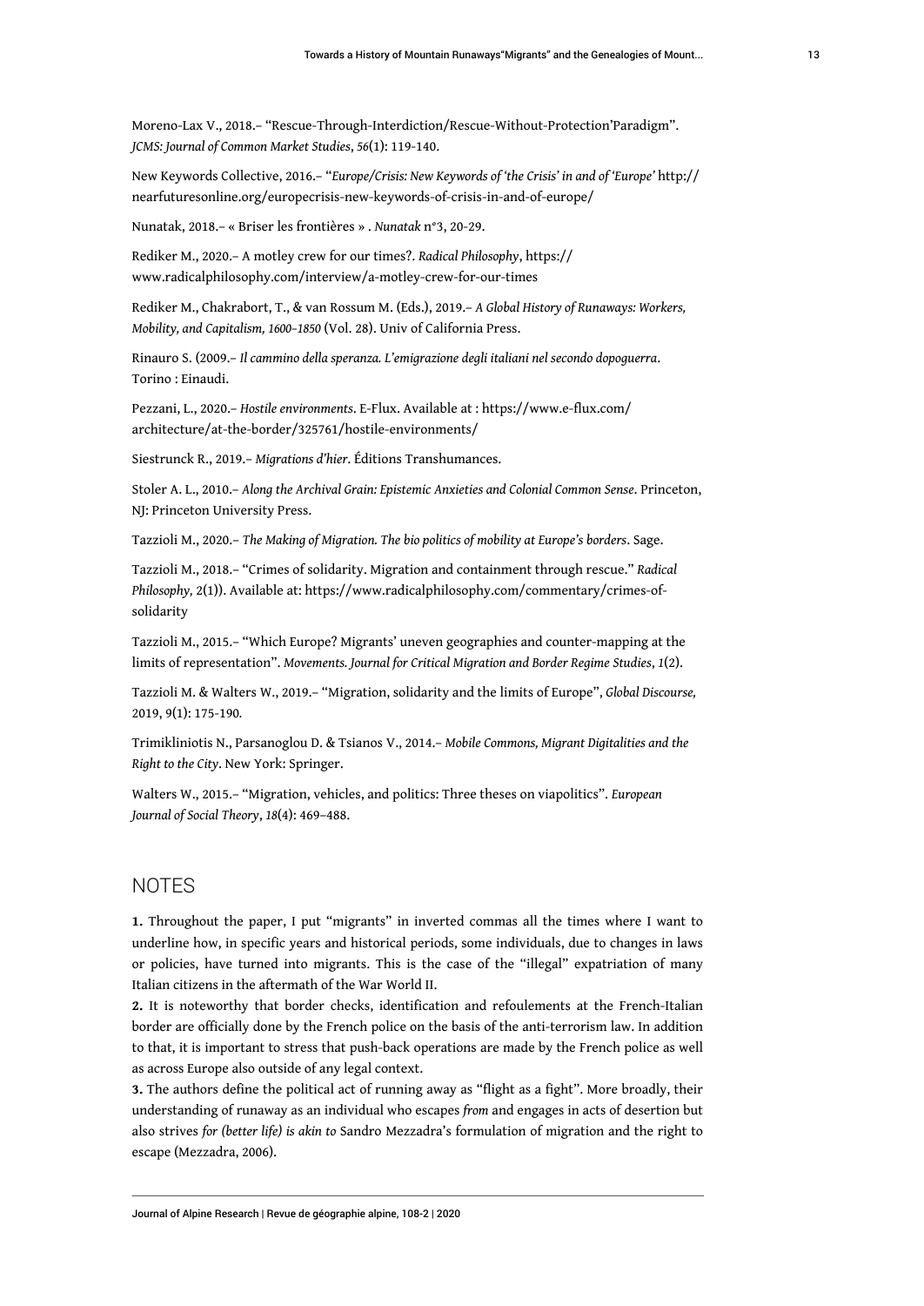Moreno-Lax V., 2018.– “Rescue-Through-Interdiction/Rescue-Without-Protection’Paradigm”. *JCMS: Journal of Common Market Studies*, *56*(1): 119-140.

New Keywords Collective, 2016.– “*Europe/Crisis: New Keywords of ‘the Crisis’ in and of ‘Europe’* http://nearfuturesonline.org/europecrisis-new-keywords-of-crisis-in-and-of-europe/

Nunatak, 2018.– « Briser les frontières » . *Nunatak* n°3, 20-29.

Rediker M., 2020.– A motley crew for our times?. *Radical Philosophy*, https://www.radicalphilosophy.com/interview/a-motley-crew-for-our-times

Rediker M., Chakrabort, T., & van Rossum M. (Eds.), 2019.– *A Global History of Runaways: Workers, Mobility, and Capitalism, 1600–1850* (Vol. 28). Univ of California Press.

Rinauro S. (2009.– *Il cammino della speranza. L’emigrazione degli italiani nel secondo dopoguerra*. Torino : Einaudi.

Pezzani, L., 2020.– *Hostile environments*. E-Flux. Available at : https://www.e-flux.com/architecture/at-the-border/325761/hostile-environments/

Siestrunck R., 2019.– *Migrations d’hier*. Éditions Transhumances.

Stoler A. L., 2010.– *Along the Archival Grain: Epistemic Anxieties and Colonial Common Sense*. Princeton, NJ: Princeton University Press.

Tazzioli M., 2020.– *The Making of Migration. The bio politics of mobility at Europe’s borders*. Sage.

Tazzioli M., 2018.– “Crimes of solidarity. Migration and containment through rescue.” *Radical Philosophy, 2*(1)). Available at: https://www.radicalphilosophy.com/commentary/crimes-of-solidarity

Tazzioli M., 2015.– “Which Europe? Migrants’ uneven geographies and counter-mapping at the limits of representation”. *Movements. Journal for Critical Migration and Border Regime Studies*, *1*(2).

Tazzioli M. & Walters W., 2019.– “Migration, solidarity and the limits of Europe”, *Global Discourse,* 2019, 9(1): 175-190*.*

Trimikliniotis N., Parsanoglou D. & Tsianos V., 2014.– *Mobile Commons, Migrant Digitalities and the Right to the City*. New York: Springer.

Walters W., 2015.– “Migration, vehicles, and politics: Three theses on viapolitics”. *European Journal of Social Theory*, *18*(4): 469–488.

## NOTES

**1.** Throughout the paper, I put “migrants” in inverted commas all the times where I want to underline how, in specific years and historical periods, some individuals, due to changes in laws or policies, have turned into migrants. This is the case of the “illegal” expatriation of many Italian citizens in the aftermath of the War World II.

**2.** It is noteworthy that border checks, identification and refoulements at the French-Italian border are officially done by the French police on the basis of the anti-terrorism law. In addition to that, it is important to stress that push-back operations are made by the French police as well as across Europe also outside of any legal context.

**3.** The authors define the political act of running away as “flight as a fight”. More broadly, their understanding of runaway as an individual who escapes *from* and engages in acts of desertion but also strives *for (better life) is akin to* Sandro Mezzadra’s formulation of migration and the right to escape (Mezzadra, 2006).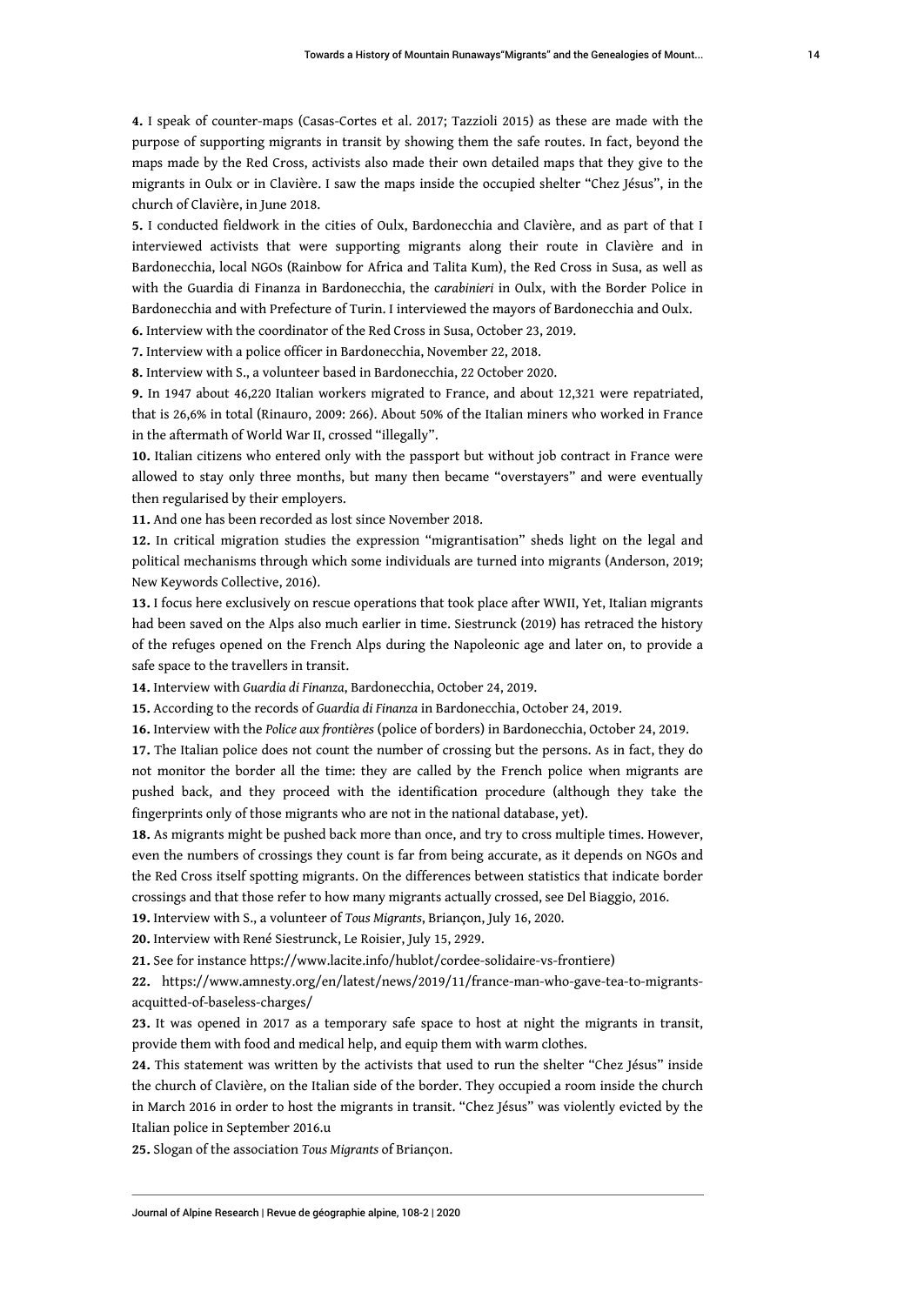**4.** I speak of counter-maps (Casas-Cortes et al. 2017; Tazzioli 2015) as these are made with the purpose of supporting migrants in transit by showing them the safe routes. In fact, beyond the maps made by the Red Cross, activists also made their own detailed maps that they give to the migrants in Oulx or in Clavière. I saw the maps inside the occupied shelter "Chez Jésus", in the church of Clavière, in June 2018.

**5.** I conducted fieldwork in the cities of Oulx, Bardonecchia and Clavière, and as part of that I interviewed activists that were supporting migrants along their route in Clavière and in Bardonecchia, local NGOs (Rainbow for Africa and Talita Kum), the Red Cross in Susa, as well as with the Guardia di Finanza in Bardonecchia, the *carabinieri* in Oulx, with the Border Police in Bardonecchia and with Prefecture of Turin. I interviewed the mayors of Bardonecchia and Oulx.

**6.** Interview with the coordinator of the Red Cross in Susa, October 23, 2019.

**7.** Interview with a police officer in Bardonecchia, November 22, 2018.

**8.** Interview with S., a volunteer based in Bardonecchia, 22 October 2020.

**9.** In 1947 about 46,220 Italian workers migrated to France, and about 12,321 were repatriated, that is 26,6% in total (Rinauro, 2009: 266). About 50% of the Italian miners who worked in France in the aftermath of World War II, crossed "illegally".

**10.** Italian citizens who entered only with the passport but without job contract in France were allowed to stay only three months, but many then became "overstayers" and were eventually then regularised by their employers.

**11.** And one has been recorded as lost since November 2018.

**12.** In critical migration studies the expression "migrantisation" sheds light on the legal and political mechanisms through which some individuals are turned into migrants (Anderson, 2019; New Keywords Collective, 2016).

**13.** I focus here exclusively on rescue operations that took place after WWII, Yet, Italian migrants had been saved on the Alps also much earlier in time. Siestrunck (2019) has retraced the history of the refuges opened on the French Alps during the Napoleonic age and later on, to provide a safe space to the travellers in transit.

**14.** Interview with *Guardia di Finanza*, Bardonecchia, October 24, 2019.

**15.** According to the records of *Guardia di Finanza* in Bardonecchia, October 24, 2019.

**16.** Interview with the *Police aux frontières* (police of borders) in Bardonecchia, October 24, 2019.

**17.** The Italian police does not count the number of crossing but the persons. As in fact, they do not monitor the border all the time: they are called by the French police when migrants are pushed back, and they proceed with the identification procedure (although they take the fingerprints only of those migrants who are not in the national database, yet).

**18.** As migrants might be pushed back more than once, and try to cross multiple times. However, even the numbers of crossings they count is far from being accurate, as it depends on NGOs and the Red Cross itself spotting migrants. On the differences between statistics that indicate border crossings and that those refer to how many migrants actually crossed, see Del Biaggio, 2016.

**19.** Interview with S., a volunteer of *Tous Migrants*, Briançon, July 16, 2020.

**20.** Interview with René Siestrunck, Le Roisier, July 15, 2929.

**21.** See for instance https://www.lacite.info/hublot/cordee-solidaire-vs-frontiere)

**22.** https://www.amnesty.org/en/latest/news/2019/11/france-man-who-gave-tea-to-migrants-acquitted-of-baseless-charges/

**23.** It was opened in 2017 as a temporary safe space to host at night the migrants in transit, provide them with food and medical help, and equip them with warm clothes.

**24.** This statement was written by the activists that used to run the shelter "Chez Jésus" inside the church of Clavière, on the Italian side of the border. They occupied a room inside the church in March 2016 in order to host the migrants in transit. "Chez Jésus" was violently evicted by the Italian police in September 2016.u

**25.** Slogan of the association *Tous Migrants* of Briançon.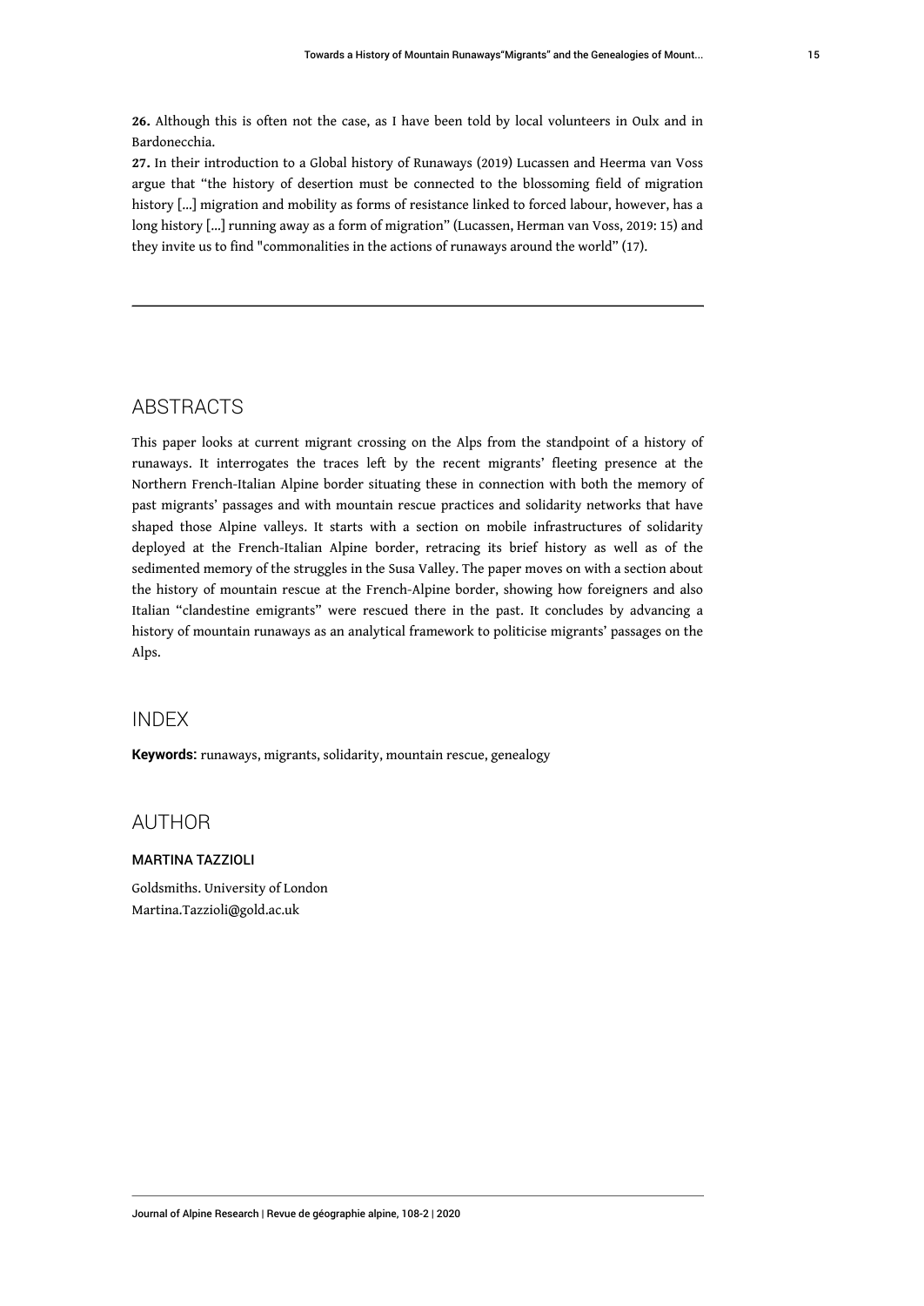**26.** Although this is often not the case, as I have been told by local volunteers in Oulx and in Bardonecchia.

**27.** In their introduction to a Global history of Runaways (2019) Lucassen and Heerma van Voss argue that "the history of desertion must be connected to the blossoming field of migration history [...] migration and mobility as forms of resistance linked to forced labour, however, has a long history [...] running away as a form of migration" (Lucassen, Herman van Voss, 2019: 15) and they invite us to find "commonalities in the actions of runaways around the world" (17).

## ABSTRACTS

This paper looks at current migrant crossing on the Alps from the standpoint of a history of runaways. It interrogates the traces left by the recent migrants' fleeting presence at the Northern French-Italian Alpine border situating these in connection with both the memory of past migrants' passages and with mountain rescue practices and solidarity networks that have shaped those Alpine valleys. It starts with a section on mobile infrastructures of solidarity deployed at the French-Italian Alpine border, retracing its brief history as well as of the sedimented memory of the struggles in the Susa Valley. The paper moves on with a section about the history of mountain rescue at the French-Alpine border, showing how foreigners and also Italian "clandestine emigrants" were rescued there in the past. It concludes by advancing a history of mountain runaways as an analytical framework to politicise migrants' passages on the Alps.

## INDEX

**Keywords:** runaways, migrants, solidarity, mountain rescue, genealogy

## AUTHOR

### MARTINA TAZZIOLI

Goldsmiths. University of London
Martina.Tazzioli@gold.ac.uk